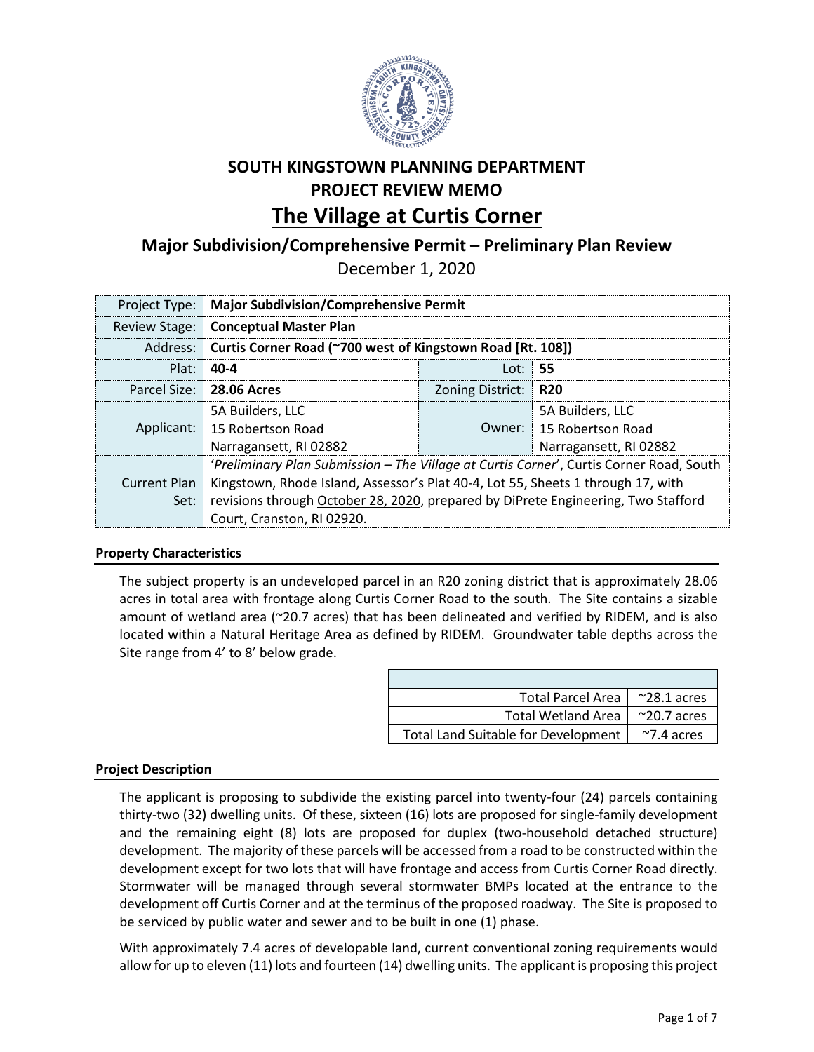# SOUTH KINGSTOWN PLANNING DEPARTMENT
# PROJECT REVIEW MEMO
# The Village at Curtis Corner

## Major Subdivision/Comprehensive Permit – Preliminary Plan Review

December 1, 2020

| Project Type: | **Major Subdivision/Comprehensive Permit** | | |
|---|---|---|---|
| Review Stage: | **Conceptual Master Plan** | | |
| Address: | **Curtis Corner Road (~700 west of Kingstown Road [Rt. 108])** | | |
| Plat: | **40-4** | Lot: | **55** |
| Parcel Size: | **28.06 Acres** | Zoning District: | **R20** |
| Applicant: | 5A Builders, LLC<br>15 Robertson Road<br>Narragansett, RI 02882 | Owner: | 5A Builders, LLC<br>15 Robertson Road<br>Narragansett, RI 02882 |
| Current Plan Set: | '*Preliminary Plan Submission – The Village at Curtis Corner*', Curtis Corner Road, South Kingstown, Rhode Island, Assessor's Plat 40-4, Lot 55, Sheets 1 through 17, with revisions through October 28, 2020, prepared by DiPrete Engineering, Two Stafford Court, Cranston, RI 02920. | | |

### Property Characteristics

The subject property is an undeveloped parcel in an R20 zoning district that is approximately 28.06 acres in total area with frontage along Curtis Corner Road to the south. The Site contains a sizable amount of wetland area (~20.7 acres) that has been delineated and verified by RIDEM, and is also located within a Natural Heritage Area as defined by RIDEM. Groundwater table depths across the Site range from 4' to 8' below grade.

| | |
|---|---|
| Total Parcel Area | ~28.1 acres |
| Total Wetland Area | ~20.7 acres |
| Total Land Suitable for Development | ~7.4 acres |

### Project Description

The applicant is proposing to subdivide the existing parcel into twenty-four (24) parcels containing thirty-two (32) dwelling units. Of these, sixteen (16) lots are proposed for single-family development and the remaining eight (8) lots are proposed for duplex (two-household detached structure) development. The majority of these parcels will be accessed from a road to be constructed within the development except for two lots that will have frontage and access from Curtis Corner Road directly. Stormwater will be managed through several stormwater BMPs located at the entrance to the development off Curtis Corner and at the terminus of the proposed roadway. The Site is proposed to be serviced by public water and sewer and to be built in one (1) phase.

With approximately 7.4 acres of developable land, current conventional zoning requirements would allow for up to eleven (11) lots and fourteen (14) dwelling units. The applicant is proposing this project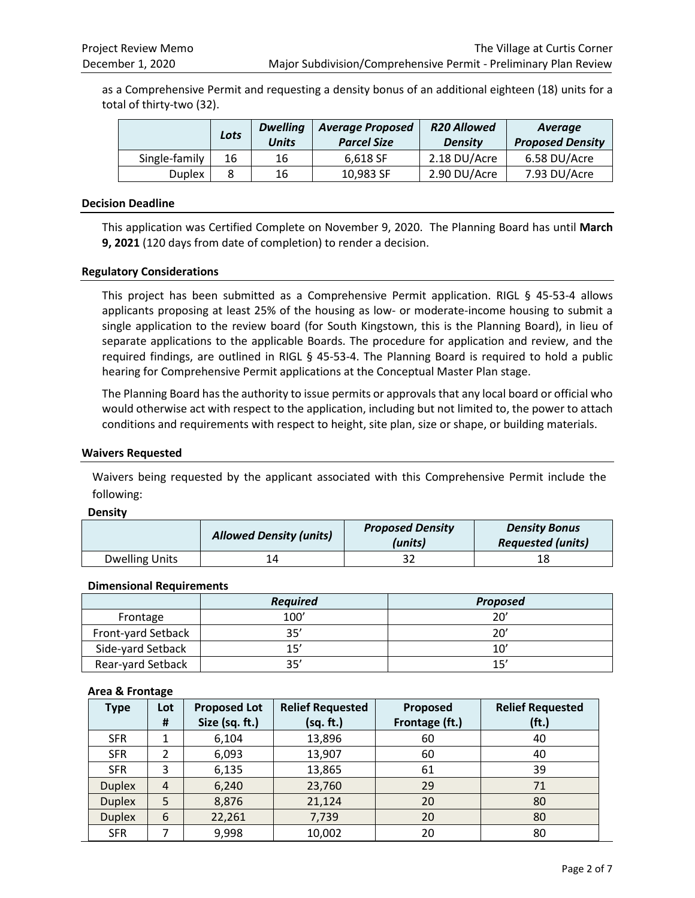as a Comprehensive Permit and requesting a density bonus of an additional eighteen (18) units for a total of thirty-two (32).

| | *Lots* | *Dwelling Units* | *Average Proposed Parcel Size* | *R20 Allowed Density* | *Average Proposed Density* |
|---|---|---|---|---|---|
| Single-family | 16 | 16 | 6,618 SF | 2.18 DU/Acre | 6.58 DU/Acre |
| Duplex | 8 | 16 | 10,983 SF | 2.90 DU/Acre | 7.93 DU/Acre |

### Decision Deadline

This application was Certified Complete on November 9, 2020. The Planning Board has until **March 9, 2021** (120 days from date of completion) to render a decision.

### Regulatory Considerations

This project has been submitted as a Comprehensive Permit application. RIGL § 45-53-4 allows applicants proposing at least 25% of the housing as low- or moderate-income housing to submit a single application to the review board (for South Kingstown, this is the Planning Board), in lieu of separate applications to the applicable Boards. The procedure for application and review, and the required findings, are outlined in RIGL § 45-53-4. The Planning Board is required to hold a public hearing for Comprehensive Permit applications at the Conceptual Master Plan stage.

The Planning Board has the authority to issue permits or approvals that any local board or official who would otherwise act with respect to the application, including but not limited to, the power to attach conditions and requirements with respect to height, site plan, size or shape, or building materials.

### Waivers Requested

Waivers being requested by the applicant associated with this Comprehensive Permit include the following:

**Density**

| | *Allowed Density (units)* | *Proposed Density (units)* | *Density Bonus Requested (units)* |
|---|---|---|---|
| Dwelling Units | 14 | 32 | 18 |

**Dimensional Requirements**

| | *Required* | *Proposed* |
|---|---|---|
| Frontage | 100’ | 20’ |
| Front-yard Setback | 35’ | 20’ |
| Side-yard Setback | 15’ | 10’ |
| Rear-yard Setback | 35’ | 15’ |

**Area & Frontage**

| Type | Lot # | Proposed Lot Size (sq. ft.) | Relief Requested (sq. ft.) | Proposed Frontage (ft.) | Relief Requested (ft.) |
|---|---|---|---|---|---|
| SFR | 1 | 6,104 | 13,896 | 60 | 40 |
| SFR | 2 | 6,093 | 13,907 | 60 | 40 |
| SFR | 3 | 6,135 | 13,865 | 61 | 39 |
| Duplex | 4 | 6,240 | 23,760 | 29 | 71 |
| Duplex | 5 | 8,876 | 21,124 | 20 | 80 |
| Duplex | 6 | 22,261 | 7,739 | 20 | 80 |
| SFR | 7 | 9,998 | 10,002 | 20 | 80 |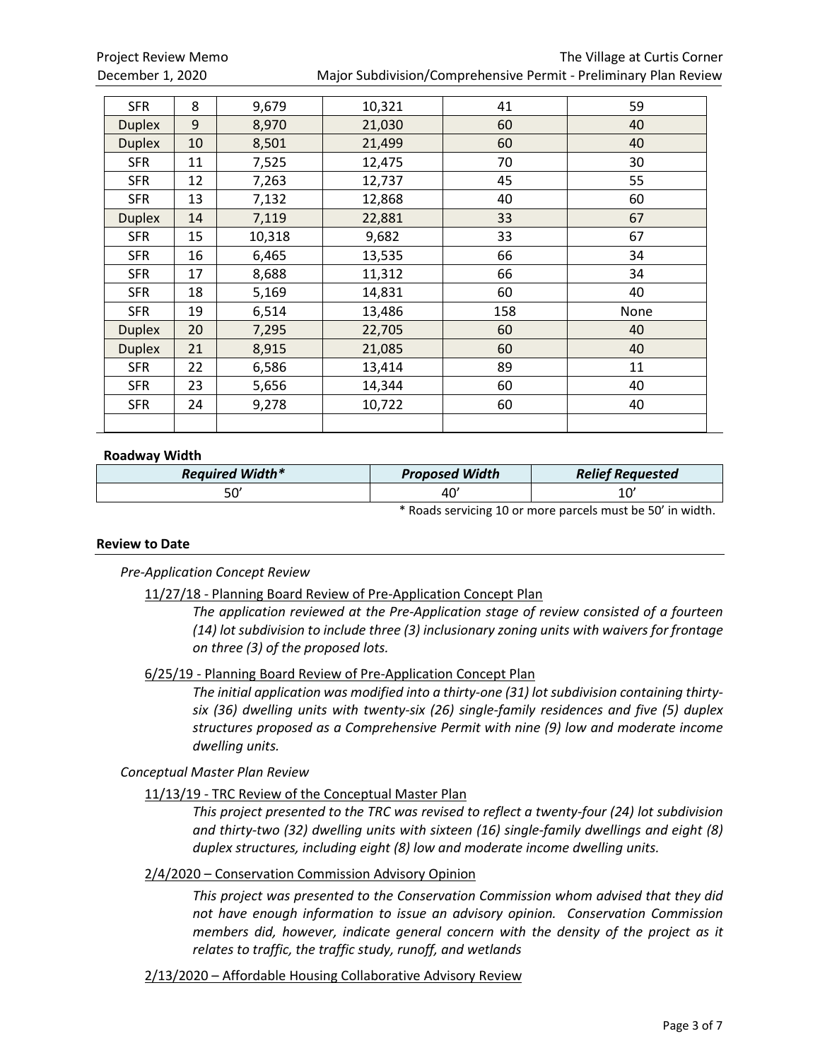| SFR | 8 | 9,679 | 10,321 | 41 | 59 |
|---|---|---|---|---|---|
| Duplex | 9 | 8,970 | 21,030 | 60 | 40 |
| Duplex | 10 | 8,501 | 21,499 | 60 | 40 |
| SFR | 11 | 7,525 | 12,475 | 70 | 30 |
| SFR | 12 | 7,263 | 12,737 | 45 | 55 |
| SFR | 13 | 7,132 | 12,868 | 40 | 60 |
| Duplex | 14 | 7,119 | 22,881 | 33 | 67 |
| SFR | 15 | 10,318 | 9,682 | 33 | 67 |
| SFR | 16 | 6,465 | 13,535 | 66 | 34 |
| SFR | 17 | 8,688 | 11,312 | 66 | 34 |
| SFR | 18 | 5,169 | 14,831 | 60 | 40 |
| SFR | 19 | 6,514 | 13,486 | 158 | None |
| Duplex | 20 | 7,295 | 22,705 | 60 | 40 |
| Duplex | 21 | 8,915 | 21,085 | 60 | 40 |
| SFR | 22 | 6,586 | 13,414 | 89 | 11 |
| SFR | 23 | 5,656 | 14,344 | 60 | 40 |
| SFR | 24 | 9,278 | 10,722 | 60 | 40 |
| | | | | | |

**Roadway Width**

| *Required Width** | *Proposed Width* | *Relief Requested* |
|---|---|---|
| 50' | 40' | 10' |

* Roads servicing 10 or more parcels must be 50' in width.

## Review to Date

*Pre-Application Concept Review*

11/27/18 - Planning Board Review of Pre-Application Concept Plan

*The application reviewed at the Pre-Application stage of review consisted of a fourteen (14) lot subdivision to include three (3) inclusionary zoning units with waivers for frontage on three (3) of the proposed lots.*

6/25/19 - Planning Board Review of Pre-Application Concept Plan

*The initial application was modified into a thirty-one (31) lot subdivision containing thirty-six (36) dwelling units with twenty-six (26) single-family residences and five (5) duplex structures proposed as a Comprehensive Permit with nine (9) low and moderate income dwelling units.*

*Conceptual Master Plan Review*

11/13/19 - TRC Review of the Conceptual Master Plan

*This project presented to the TRC was revised to reflect a twenty-four (24) lot subdivision and thirty-two (32) dwelling units with sixteen (16) single-family dwellings and eight (8) duplex structures, including eight (8) low and moderate income dwelling units.*

2/4/2020 – Conservation Commission Advisory Opinion

*This project was presented to the Conservation Commission whom advised that they did not have enough information to issue an advisory opinion. Conservation Commission members did, however, indicate general concern with the density of the project as it relates to traffic, the traffic study, runoff, and wetlands*

2/13/2020 – Affordable Housing Collaborative Advisory Review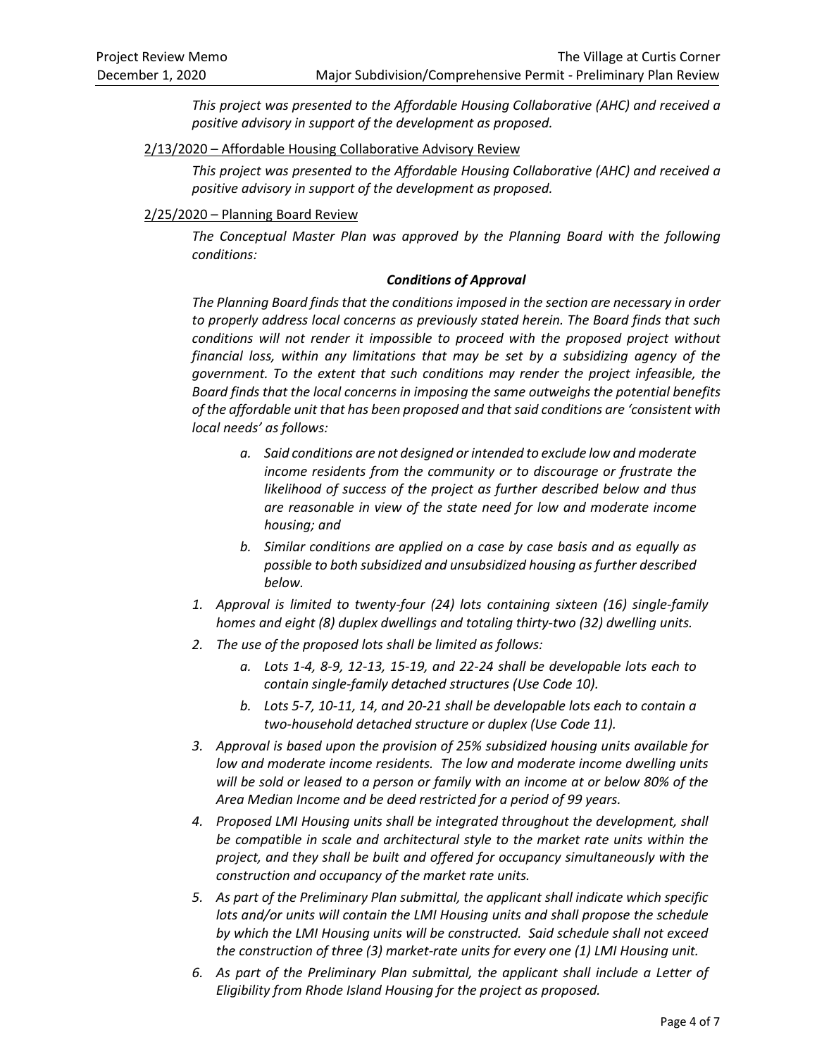*This project was presented to the Affordable Housing Collaborative (AHC) and received a positive advisory in support of the development as proposed.*

2/13/2020 – Affordable Housing Collaborative Advisory Review

*This project was presented to the Affordable Housing Collaborative (AHC) and received a positive advisory in support of the development as proposed.*

2/25/2020 – Planning Board Review

*The Conceptual Master Plan was approved by the Planning Board with the following conditions:*

***Conditions of Approval***

*The Planning Board finds that the conditions imposed in the section are necessary in order to properly address local concerns as previously stated herein. The Board finds that such conditions will not render it impossible to proceed with the proposed project without financial loss, within any limitations that may be set by a subsidizing agency of the government. To the extent that such conditions may render the project infeasible, the Board finds that the local concerns in imposing the same outweighs the potential benefits of the affordable unit that has been proposed and that said conditions are 'consistent with local needs' as follows:*

- *a. Said conditions are not designed or intended to exclude low and moderate income residents from the community or to discourage or frustrate the likelihood of success of the project as further described below and thus are reasonable in view of the state need for low and moderate income housing; and*
- *b. Similar conditions are applied on a case by case basis and as equally as possible to both subsidized and unsubsidized housing as further described below.*

1. *Approval is limited to twenty-four (24) lots containing sixteen (16) single-family homes and eight (8) duplex dwellings and totaling thirty-two (32) dwelling units.*
2. *The use of the proposed lots shall be limited as follows:*
   - *a. Lots 1-4, 8-9, 12-13, 15-19, and 22-24 shall be developable lots each to contain single-family detached structures (Use Code 10).*
   - *b. Lots 5-7, 10-11, 14, and 20-21 shall be developable lots each to contain a two-household detached structure or duplex (Use Code 11).*
3. *Approval is based upon the provision of 25% subsidized housing units available for low and moderate income residents. The low and moderate income dwelling units will be sold or leased to a person or family with an income at or below 80% of the Area Median Income and be deed restricted for a period of 99 years.*
4. *Proposed LMI Housing units shall be integrated throughout the development, shall be compatible in scale and architectural style to the market rate units within the project, and they shall be built and offered for occupancy simultaneously with the construction and occupancy of the market rate units.*
5. *As part of the Preliminary Plan submittal, the applicant shall indicate which specific lots and/or units will contain the LMI Housing units and shall propose the schedule by which the LMI Housing units will be constructed. Said schedule shall not exceed the construction of three (3) market-rate units for every one (1) LMI Housing unit.*
6. *As part of the Preliminary Plan submittal, the applicant shall include a Letter of Eligibility from Rhode Island Housing for the project as proposed.*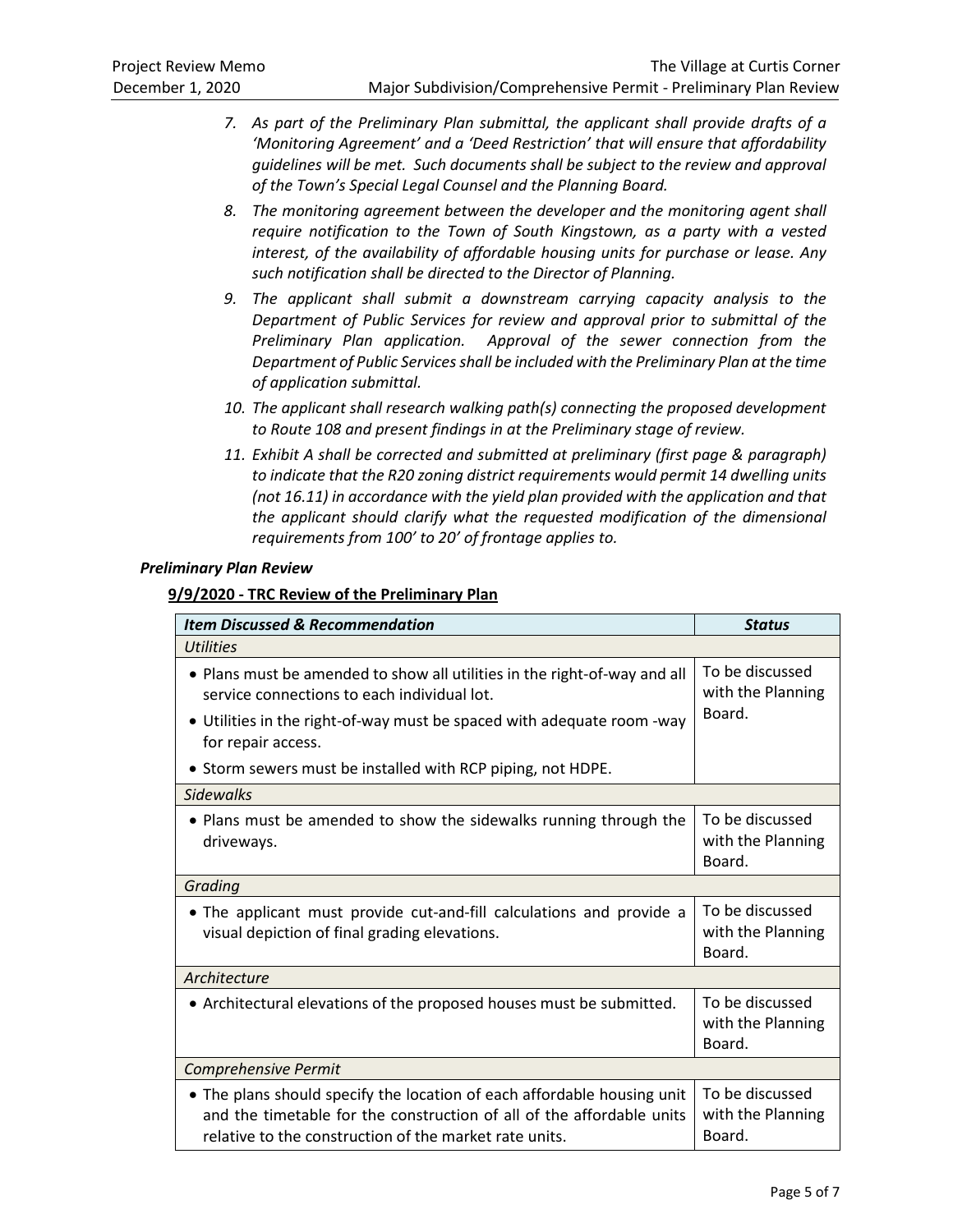7. *As part of the Preliminary Plan submittal, the applicant shall provide drafts of a 'Monitoring Agreement' and a 'Deed Restriction' that will ensure that affordability guidelines will be met. Such documents shall be subject to the review and approval of the Town's Special Legal Counsel and the Planning Board.*
8. *The monitoring agreement between the developer and the monitoring agent shall require notification to the Town of South Kingstown, as a party with a vested interest, of the availability of affordable housing units for purchase or lease. Any such notification shall be directed to the Director of Planning.*
9. *The applicant shall submit a downstream carrying capacity analysis to the Department of Public Services for review and approval prior to submittal of the Preliminary Plan application. Approval of the sewer connection from the Department of Public Services shall be included with the Preliminary Plan at the time of application submittal.*
10. *The applicant shall research walking path(s) connecting the proposed development to Route 108 and present findings in at the Preliminary stage of review.*
11. *Exhibit A shall be corrected and submitted at preliminary (first page & paragraph) to indicate that the R20 zoning district requirements would permit 14 dwelling units (not 16.11) in accordance with the yield plan provided with the application and that the applicant should clarify what the requested modification of the dimensional requirements from 100' to 20' of frontage applies to.*

***Preliminary Plan Review***

**9/9/2020 - TRC Review of the Preliminary Plan**

| ***Item Discussed & Recommendation*** | ***Status*** |
|---|---|
| *Utilities* | |
| • Plans must be amended to show all utilities in the right-of-way and all service connections to each individual lot.<br>• Utilities in the right-of-way must be spaced with adequate room -way for repair access.<br>• Storm sewers must be installed with RCP piping, not HDPE. | To be discussed with the Planning Board. |
| *Sidewalks* | |
| • Plans must be amended to show the sidewalks running through the driveways. | To be discussed with the Planning Board. |
| *Grading* | |
| • The applicant must provide cut-and-fill calculations and provide a visual depiction of final grading elevations. | To be discussed with the Planning Board. |
| *Architecture* | |
| • Architectural elevations of the proposed houses must be submitted. | To be discussed with the Planning Board. |
| *Comprehensive Permit* | |
| • The plans should specify the location of each affordable housing unit and the timetable for the construction of all of the affordable units relative to the construction of the market rate units. | To be discussed with the Planning Board. |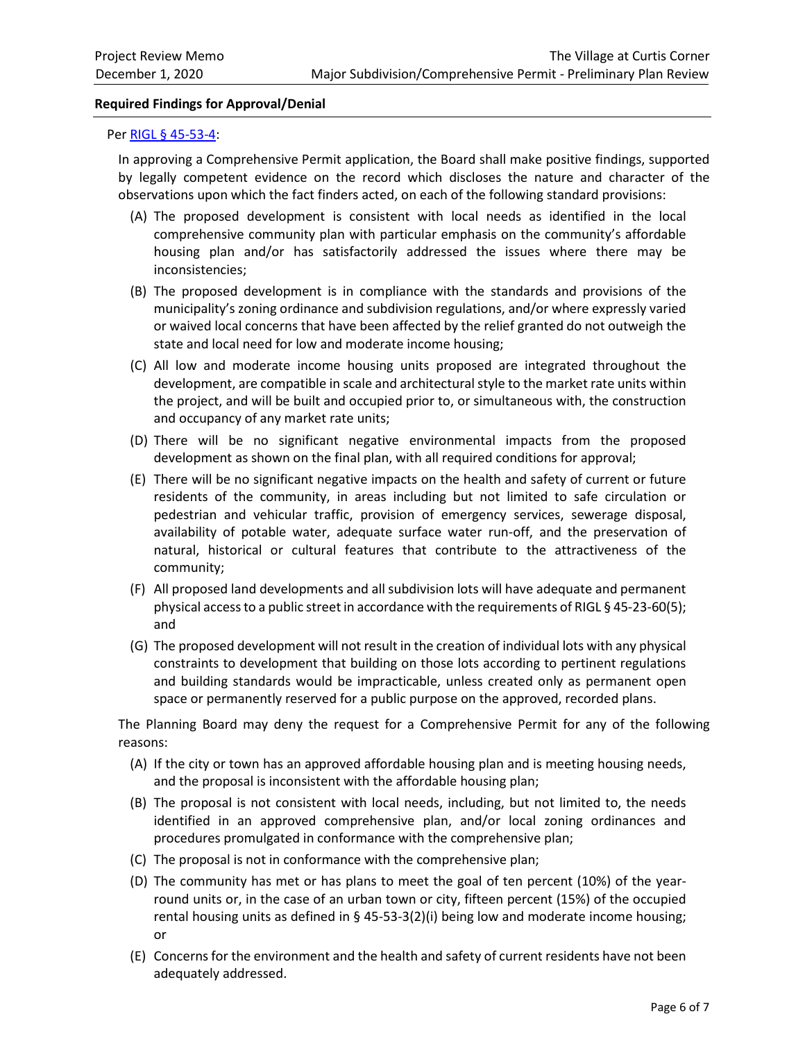**Required Findings for Approval/Denial**

Per RIGL § 45-53-4:

In approving a Comprehensive Permit application, the Board shall make positive findings, supported by legally competent evidence on the record which discloses the nature and character of the observations upon which the fact finders acted, on each of the following standard provisions:

(A) The proposed development is consistent with local needs as identified in the local comprehensive community plan with particular emphasis on the community's affordable housing plan and/or has satisfactorily addressed the issues where there may be inconsistencies;

(B) The proposed development is in compliance with the standards and provisions of the municipality's zoning ordinance and subdivision regulations, and/or where expressly varied or waived local concerns that have been affected by the relief granted do not outweigh the state and local need for low and moderate income housing;

(C) All low and moderate income housing units proposed are integrated throughout the development, are compatible in scale and architectural style to the market rate units within the project, and will be built and occupied prior to, or simultaneous with, the construction and occupancy of any market rate units;

(D) There will be no significant negative environmental impacts from the proposed development as shown on the final plan, with all required conditions for approval;

(E) There will be no significant negative impacts on the health and safety of current or future residents of the community, in areas including but not limited to safe circulation or pedestrian and vehicular traffic, provision of emergency services, sewerage disposal, availability of potable water, adequate surface water run-off, and the preservation of natural, historical or cultural features that contribute to the attractiveness of the community;

(F) All proposed land developments and all subdivision lots will have adequate and permanent physical access to a public street in accordance with the requirements of RIGL § 45-23-60(5); and

(G) The proposed development will not result in the creation of individual lots with any physical constraints to development that building on those lots according to pertinent regulations and building standards would be impracticable, unless created only as permanent open space or permanently reserved for a public purpose on the approved, recorded plans.

The Planning Board may deny the request for a Comprehensive Permit for any of the following reasons:

(A) If the city or town has an approved affordable housing plan and is meeting housing needs, and the proposal is inconsistent with the affordable housing plan;

(B) The proposal is not consistent with local needs, including, but not limited to, the needs identified in an approved comprehensive plan, and/or local zoning ordinances and procedures promulgated in conformance with the comprehensive plan;

(C) The proposal is not in conformance with the comprehensive plan;

(D) The community has met or has plans to meet the goal of ten percent (10%) of the year-round units or, in the case of an urban town or city, fifteen percent (15%) of the occupied rental housing units as defined in § 45-53-3(2)(i) being low and moderate income housing; or

(E) Concerns for the environment and the health and safety of current residents have not been adequately addressed.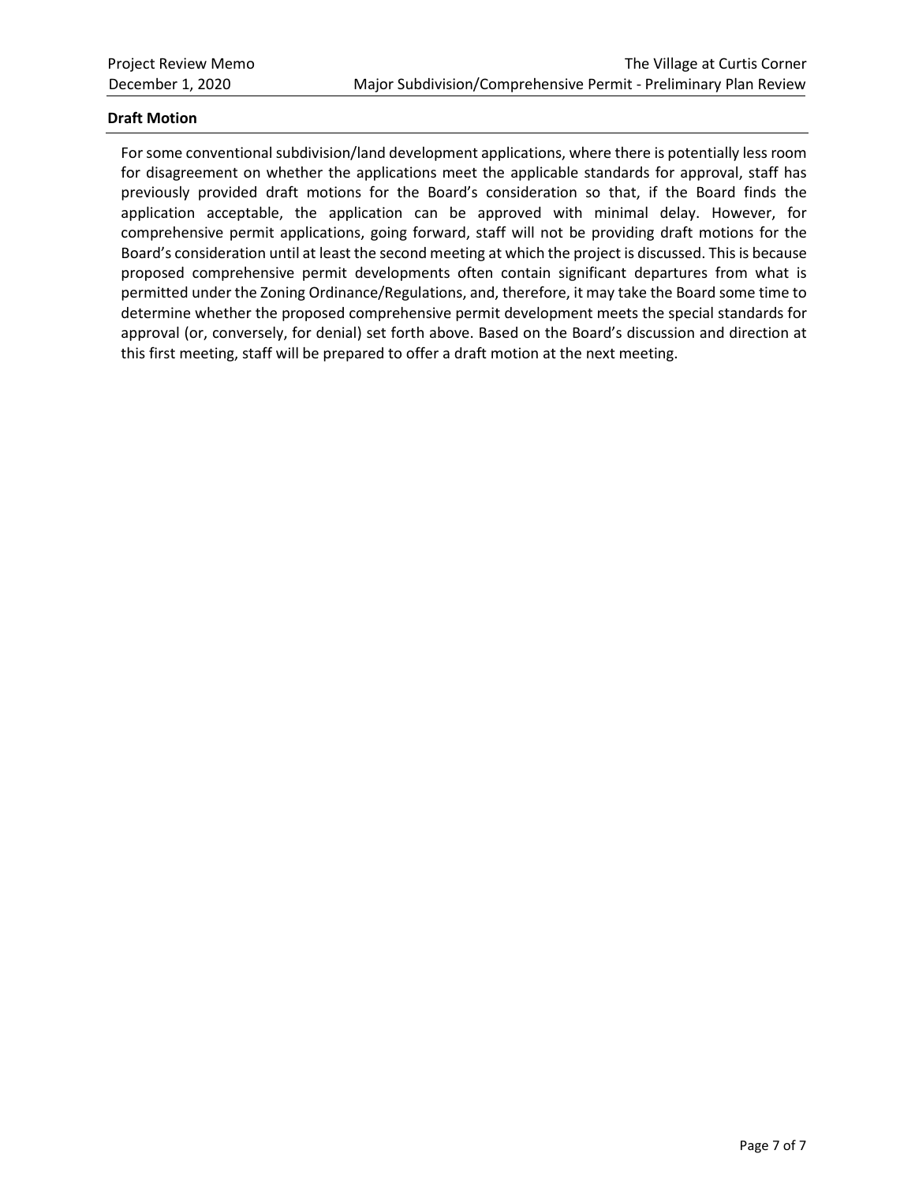**Draft Motion**

For some conventional subdivision/land development applications, where there is potentially less room for disagreement on whether the applications meet the applicable standards for approval, staff has previously provided draft motions for the Board's consideration so that, if the Board finds the application acceptable, the application can be approved with minimal delay. However, for comprehensive permit applications, going forward, staff will not be providing draft motions for the Board's consideration until at least the second meeting at which the project is discussed. This is because proposed comprehensive permit developments often contain significant departures from what is permitted under the Zoning Ordinance/Regulations, and, therefore, it may take the Board some time to determine whether the proposed comprehensive permit development meets the special standards for approval (or, conversely, for denial) set forth above. Based on the Board's discussion and direction at this first meeting, staff will be prepared to offer a draft motion at the next meeting.